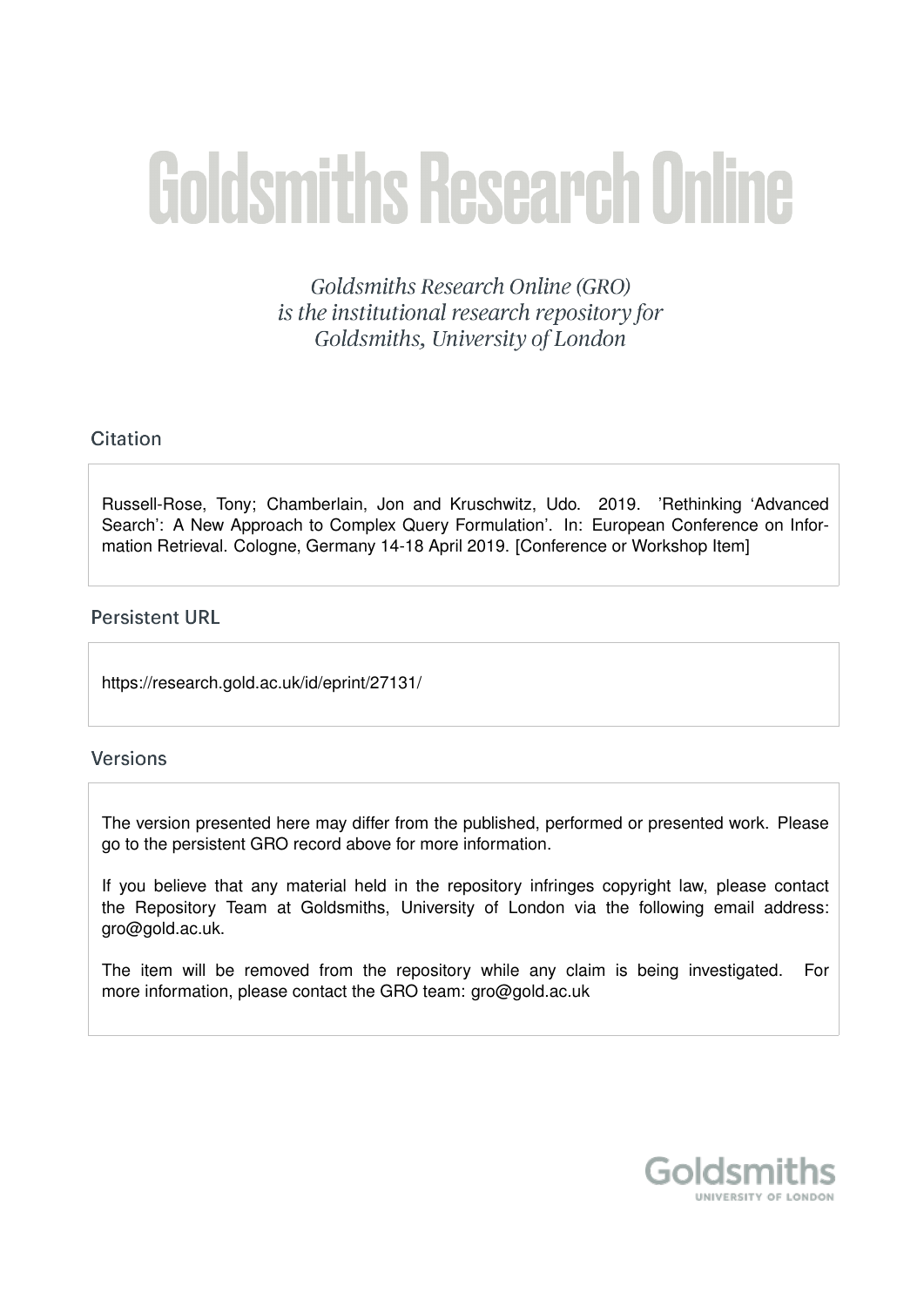# Goldsmiths Research Online

*Goldsmiths Research Online (GRO) is the institutional research repository for Goldsmiths, University of London*

## Citation

Russell-Rose, Tony; Chamberlain, Jon and Kruschwitz, Udo. 2019. 'Rethinking 'Advanced Search': A New Approach to Complex Query Formulation'. In: European Conference on Information Retrieval. Cologne, Germany 14-18 April 2019. [Conference or Workshop Item]

## Persistent URL

https://research.gold.ac.uk/id/eprint/27131/

## Versions

The version presented here may differ from the published, performed or presented work. Please go to the persistent GRO record above for more information.

If you believe that any material held in the repository infringes copyright law, please contact the Repository Team at Goldsmiths, University of London via the following email address: gro@gold.ac.uk.

The item will be removed from the repository while any claim is being investigated. For more information, please contact the GRO team: gro@gold.ac.uk

Goldsmiths
UNIVERSITY OF LONDON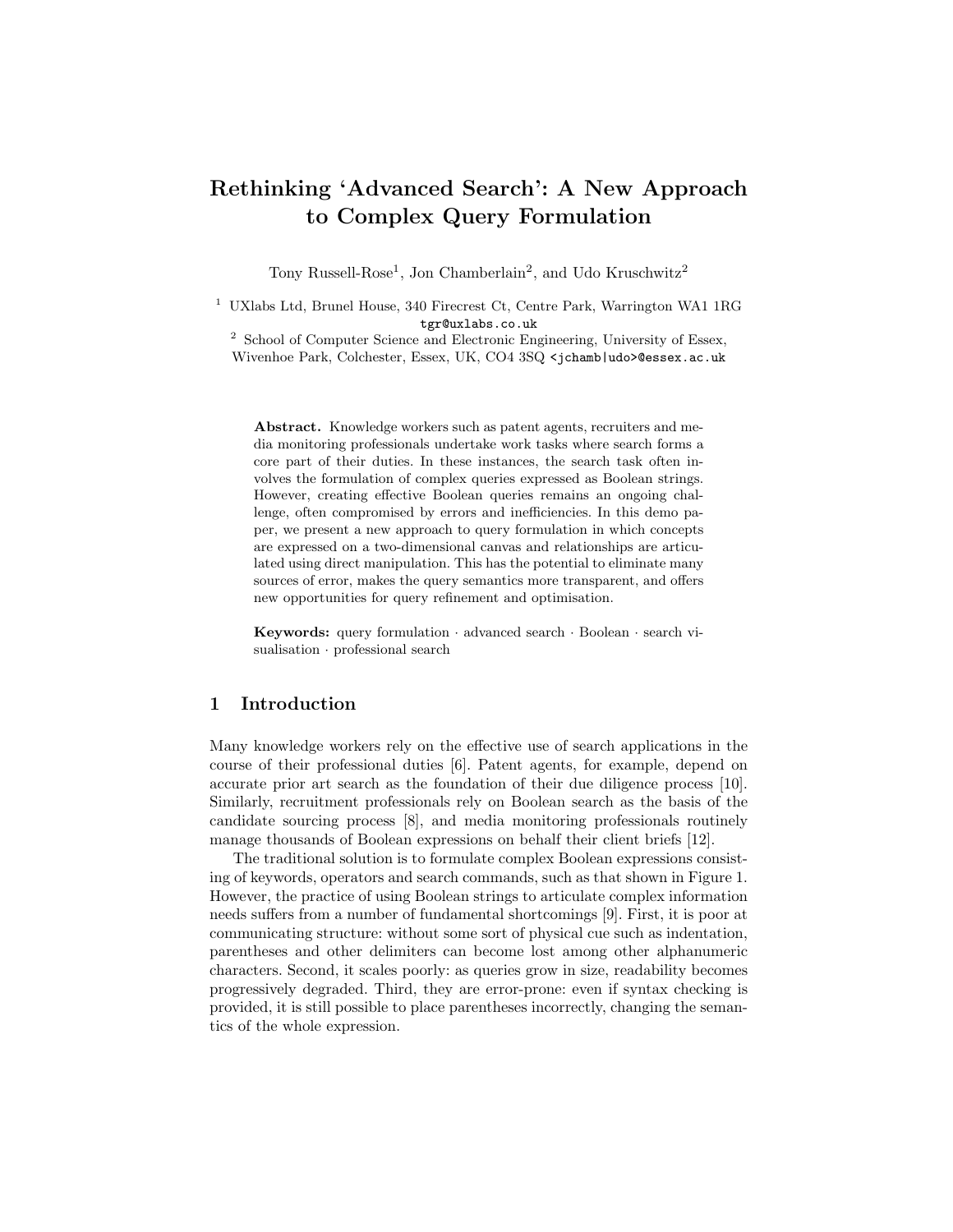# Rethinking 'Advanced Search': A New Approach to Complex Query Formulation

Tony Russell-Rose[1], Jon Chamberlain[2], and Udo Kruschwitz[2]

[1] UXlabs Ltd, Brunel House, 340 Firecrest Ct, Centre Park, Warrington WA1 1RG
tgr@uxlabs.co.uk

[2] School of Computer Science and Electronic Engineering, University of Essex, Wivenhoe Park, Colchester, Essex, UK, CO4 3SQ <jchamb|udo>@essex.ac.uk

**Abstract.** Knowledge workers such as patent agents, recruiters and media monitoring professionals undertake work tasks where search forms a core part of their duties. In these instances, the search task often involves the formulation of complex queries expressed as Boolean strings. However, creating effective Boolean queries remains an ongoing challenge, often compromised by errors and inefficiencies. In this demo paper, we present a new approach to query formulation in which concepts are expressed on a two-dimensional canvas and relationships are articulated using direct manipulation. This has the potential to eliminate many sources of error, makes the query semantics more transparent, and offers new opportunities for query refinement and optimisation.

**Keywords:** query formulation · advanced search · Boolean · search visualisation · professional search

## 1 Introduction

Many knowledge workers rely on the effective use of search applications in the course of their professional duties [6]. Patent agents, for example, depend on accurate prior art search as the foundation of their due diligence process [10]. Similarly, recruitment professionals rely on Boolean search as the basis of the candidate sourcing process [8], and media monitoring professionals routinely manage thousands of Boolean expressions on behalf their client briefs [12].

The traditional solution is to formulate complex Boolean expressions consisting of keywords, operators and search commands, such as that shown in Figure 1. However, the practice of using Boolean strings to articulate complex information needs suffers from a number of fundamental shortcomings [9]. First, it is poor at communicating structure: without some sort of physical cue such as indentation, parentheses and other delimiters can become lost among other alphanumeric characters. Second, it scales poorly: as queries grow in size, readability becomes progressively degraded. Third, they are error-prone: even if syntax checking is provided, it is still possible to place parentheses incorrectly, changing the semantics of the whole expression.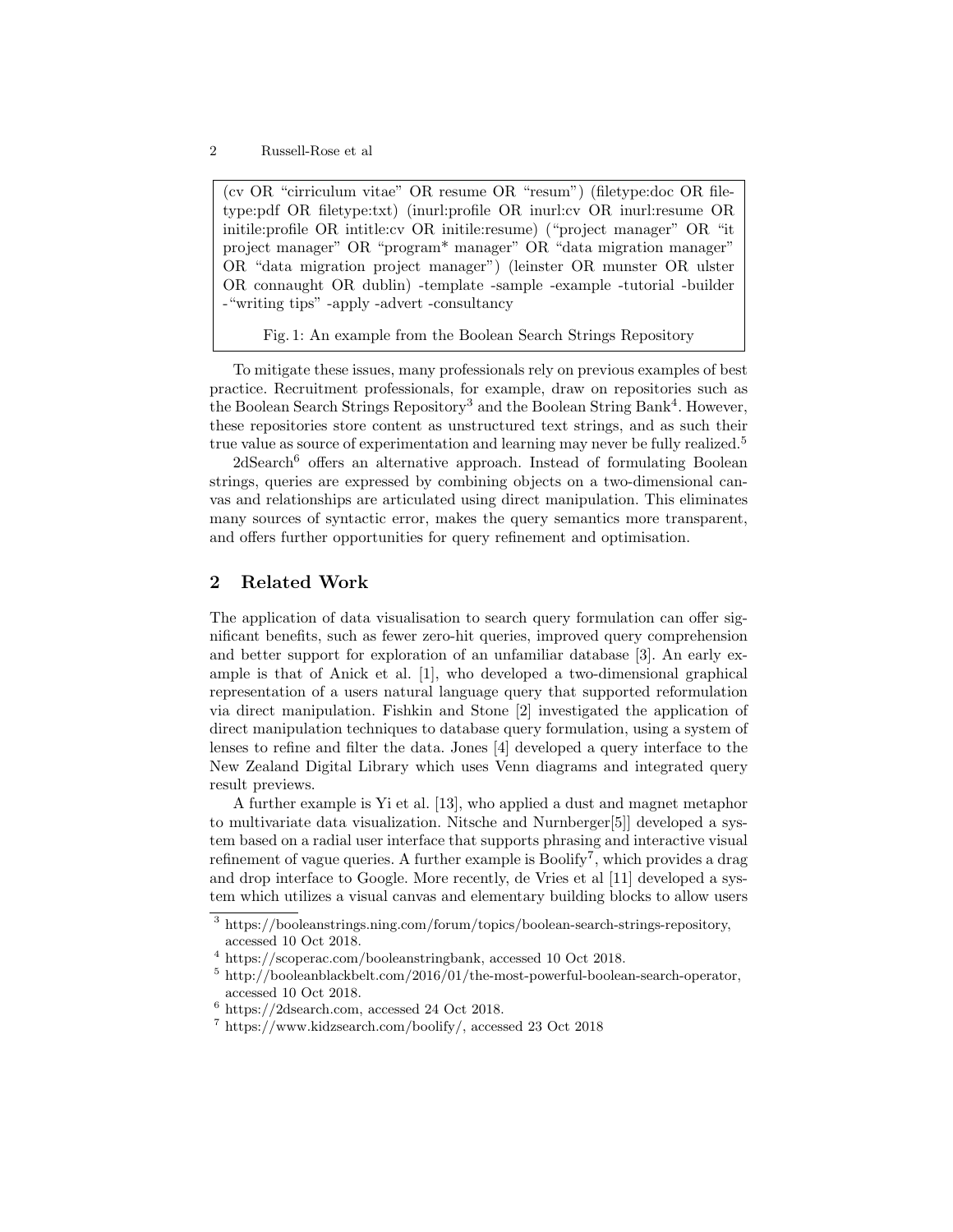(cv OR "cirriculum vitae" OR resume OR "resum") (filetype:doc OR filetype:pdf OR filetype:txt) (inurl:profile OR inurl:cv OR inurl:resume OR initile:profile OR intitle:cv OR initile:resume) ("project manager" OR "it project manager" OR "program* manager" OR "data migration manager" OR "data migration project manager") (leinster OR munster OR ulster OR connaught OR dublin) -template -sample -example -tutorial -builder -"writing tips" -apply -advert -consultancy

Fig. 1: An example from the Boolean Search Strings Repository

To mitigate these issues, many professionals rely on previous examples of best practice. Recruitment professionals, for example, draw on repositories such as the Boolean Search Strings Repository[3] and the Boolean String Bank[4]. However, these repositories store content as unstructured text strings, and as such their true value as source of experimentation and learning may never be fully realized.[5]

2dSearch[6] offers an alternative approach. Instead of formulating Boolean strings, queries are expressed by combining objects on a two-dimensional canvas and relationships are articulated using direct manipulation. This eliminates many sources of syntactic error, makes the query semantics more transparent, and offers further opportunities for query refinement and optimisation.

## 2 Related Work

The application of data visualisation to search query formulation can offer significant benefits, such as fewer zero-hit queries, improved query comprehension and better support for exploration of an unfamiliar database [3]. An early example is that of Anick et al. [1], who developed a two-dimensional graphical representation of a users natural language query that supported reformulation via direct manipulation. Fishkin and Stone [2] investigated the application of direct manipulation techniques to database query formulation, using a system of lenses to refine and filter the data. Jones [4] developed a query interface to the New Zealand Digital Library which uses Venn diagrams and integrated query result previews.

A further example is Yi et al. [13], who applied a dust and magnet metaphor to multivariate data visualization. Nitsche and Nurnberger[5]] developed a system based on a radial user interface that supports phrasing and interactive visual refinement of vague queries. A further example is Boolify[7], which provides a drag and drop interface to Google. More recently, de Vries et al [11] developed a system which utilizes a visual canvas and elementary building blocks to allow users

[3] https://booleanstrings.ning.com/forum/topics/boolean-search-strings-repository, accessed 10 Oct 2018.

[4] https://scoperac.com/booleanstringbank, accessed 10 Oct 2018.

[5] http://booleanblackbelt.com/2016/01/the-most-powerful-boolean-search-operator, accessed 10 Oct 2018.

[6] https://2dsearch.com, accessed 24 Oct 2018.

[7] https://www.kidzsearch.com/boolify/, accessed 23 Oct 2018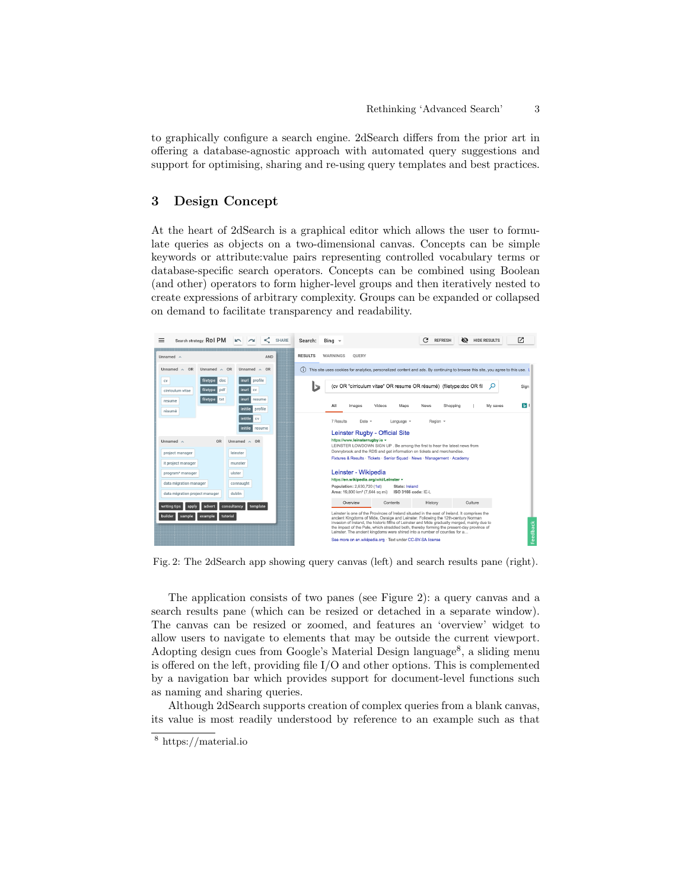to graphically configure a search engine. 2dSearch differs from the prior art in offering a database-agnostic approach with automated query suggestions and support for optimising, sharing and re-using query templates and best practices.

## 3 Design Concept

At the heart of 2dSearch is a graphical editor which allows the user to formulate queries as objects on a two-dimensional canvas. Concepts can be simple keywords or attribute:value pairs representing controlled vocabulary terms or database-specific search operators. Concepts can be combined using Boolean (and other) operators to form higher-level groups and then iteratively nested to create expressions of arbitrary complexity. Groups can be expanded or collapsed on demand to facilitate transparency and readability.

Fig. 2: The 2dSearch app showing query canvas (left) and search results pane (right).

The application consists of two panes (see Figure 2): a query canvas and a search results pane (which can be resized or detached in a separate window). The canvas can be resized or zoomed, and features an 'overview' widget to allow users to navigate to elements that may be outside the current viewport. Adopting design cues from Google's Material Design language[8], a sliding menu is offered on the left, providing file I/O and other options. This is complemented by a navigation bar which provides support for document-level functions such as naming and sharing queries.

Although 2dSearch supports creation of complex queries from a blank canvas, its value is most readily understood by reference to an example such as that

[8] https://material.io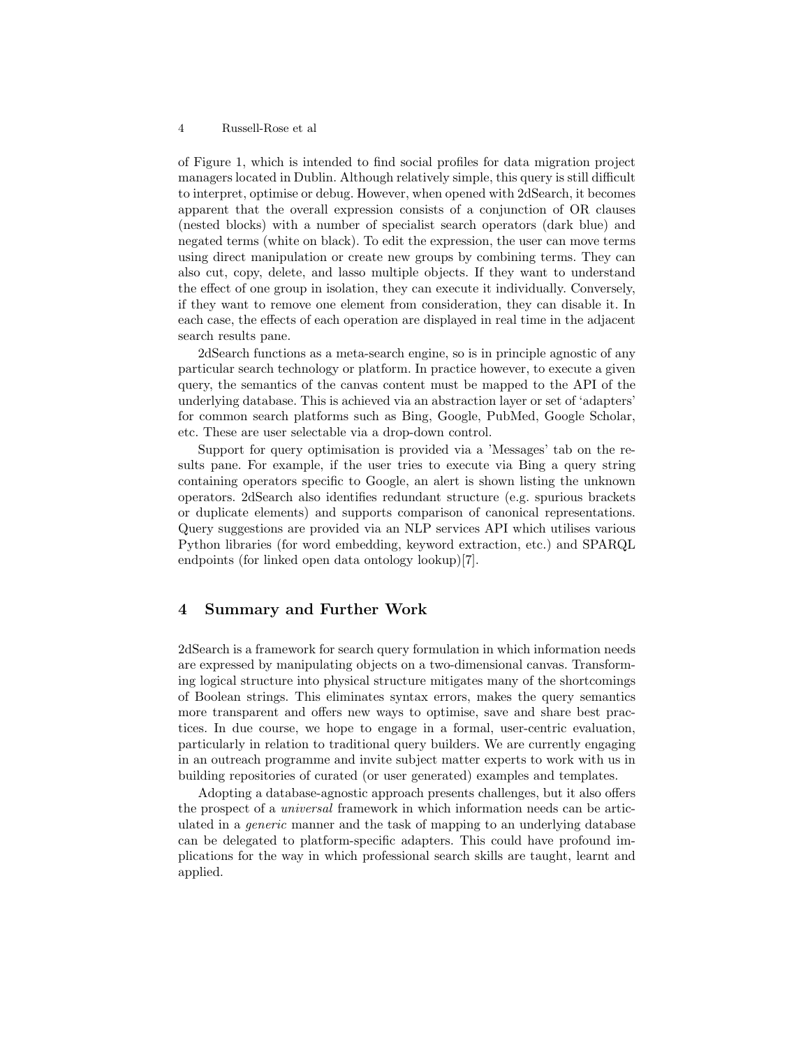of Figure 1, which is intended to find social profiles for data migration project managers located in Dublin. Although relatively simple, this query is still difficult to interpret, optimise or debug. However, when opened with 2dSearch, it becomes apparent that the overall expression consists of a conjunction of OR clauses (nested blocks) with a number of specialist search operators (dark blue) and negated terms (white on black). To edit the expression, the user can move terms using direct manipulation or create new groups by combining terms. They can also cut, copy, delete, and lasso multiple objects. If they want to understand the effect of one group in isolation, they can execute it individually. Conversely, if they want to remove one element from consideration, they can disable it. In each case, the effects of each operation are displayed in real time in the adjacent search results pane.

2dSearch functions as a meta-search engine, so is in principle agnostic of any particular search technology or platform. In practice however, to execute a given query, the semantics of the canvas content must be mapped to the API of the underlying database. This is achieved via an abstraction layer or set of 'adapters' for common search platforms such as Bing, Google, PubMed, Google Scholar, etc. These are user selectable via a drop-down control.

Support for query optimisation is provided via a 'Messages' tab on the results pane. For example, if the user tries to execute via Bing a query string containing operators specific to Google, an alert is shown listing the unknown operators. 2dSearch also identifies redundant structure (e.g. spurious brackets or duplicate elements) and supports comparison of canonical representations. Query suggestions are provided via an NLP services API which utilises various Python libraries (for word embedding, keyword extraction, etc.) and SPARQL endpoints (for linked open data ontology lookup)[7].

## 4 Summary and Further Work

2dSearch is a framework for search query formulation in which information needs are expressed by manipulating objects on a two-dimensional canvas. Transforming logical structure into physical structure mitigates many of the shortcomings of Boolean strings. This eliminates syntax errors, makes the query semantics more transparent and offers new ways to optimise, save and share best practices. In due course, we hope to engage in a formal, user-centric evaluation, particularly in relation to traditional query builders. We are currently engaging in an outreach programme and invite subject matter experts to work with us in building repositories of curated (or user generated) examples and templates.

Adopting a database-agnostic approach presents challenges, but it also offers the prospect of a *universal* framework in which information needs can be articulated in a *generic* manner and the task of mapping to an underlying database can be delegated to platform-specific adapters. This could have profound implications for the way in which professional search skills are taught, learnt and applied.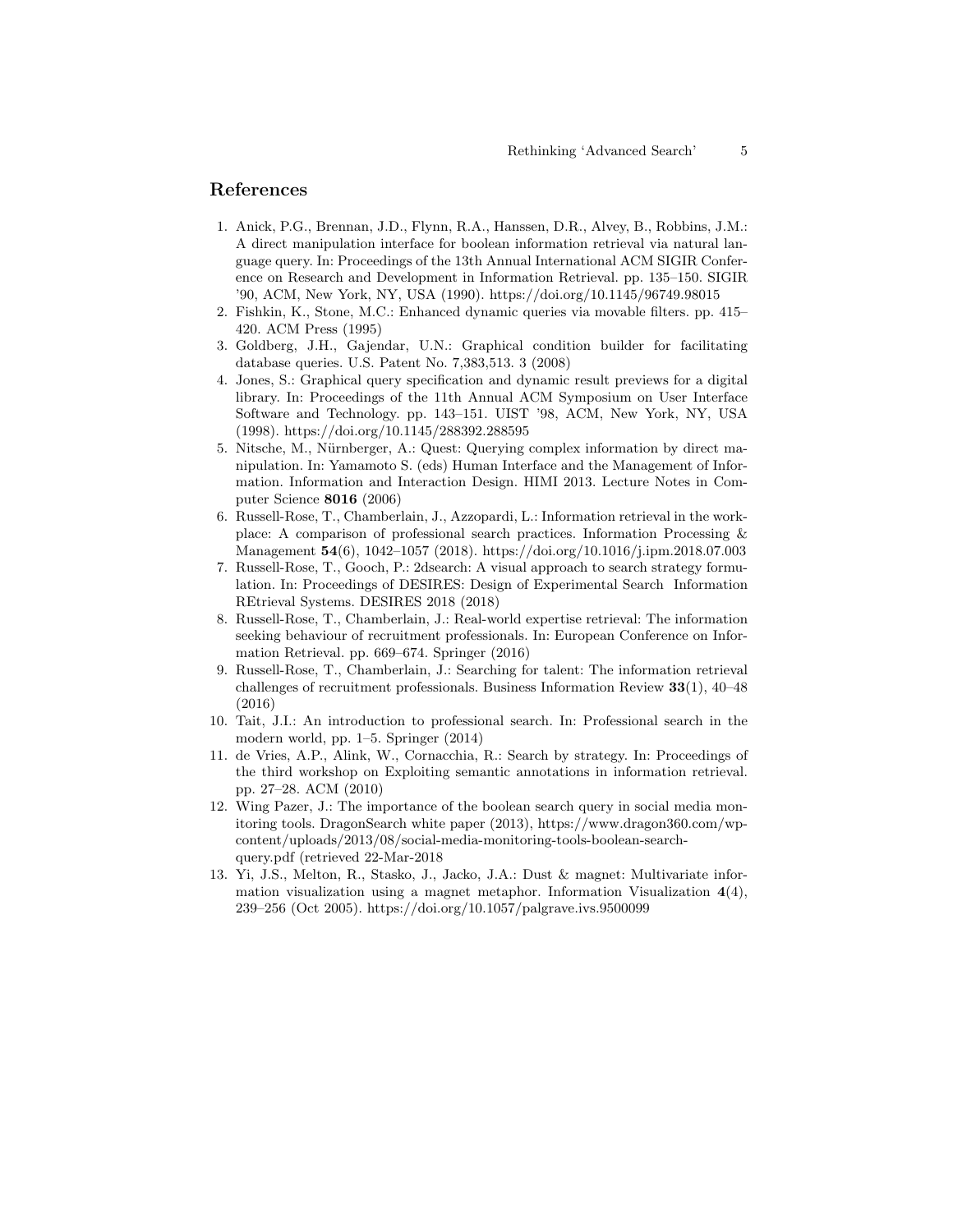## References

1. Anick, P.G., Brennan, J.D., Flynn, R.A., Hanssen, D.R., Alvey, B., Robbins, J.M.: A direct manipulation interface for boolean information retrieval via natural language query. In: Proceedings of the 13th Annual International ACM SIGIR Conference on Research and Development in Information Retrieval. pp. 135–150. SIGIR '90, ACM, New York, NY, USA (1990). https://doi.org/10.1145/96749.98015
2. Fishkin, K., Stone, M.C.: Enhanced dynamic queries via movable filters. pp. 415–420. ACM Press (1995)
3. Goldberg, J.H., Gajendar, U.N.: Graphical condition builder for facilitating database queries. U.S. Patent No. 7,383,513. 3 (2008)
4. Jones, S.: Graphical query specification and dynamic result previews for a digital library. In: Proceedings of the 11th Annual ACM Symposium on User Interface Software and Technology. pp. 143–151. UIST '98, ACM, New York, NY, USA (1998). https://doi.org/10.1145/288392.288595
5. Nitsche, M., Nürnberger, A.: Quest: Querying complex information by direct manipulation. In: Yamamoto S. (eds) Human Interface and the Management of Information. Information and Interaction Design. HIMI 2013. Lecture Notes in Computer Science **8016** (2006)
6. Russell-Rose, T., Chamberlain, J., Azzopardi, L.: Information retrieval in the workplace: A comparison of professional search practices. Information Processing & Management **54**(6), 1042–1057 (2018). https://doi.org/10.1016/j.ipm.2018.07.003
7. Russell-Rose, T., Gooch, P.: 2dsearch: A visual approach to search strategy formulation. In: Proceedings of DESIRES: Design of Experimental Search Information REtrieval Systems. DESIRES 2018 (2018)
8. Russell-Rose, T., Chamberlain, J.: Real-world expertise retrieval: The information seeking behaviour of recruitment professionals. In: European Conference on Information Retrieval. pp. 669–674. Springer (2016)
9. Russell-Rose, T., Chamberlain, J.: Searching for talent: The information retrieval challenges of recruitment professionals. Business Information Review **33**(1), 40–48 (2016)
10. Tait, J.I.: An introduction to professional search. In: Professional search in the modern world, pp. 1–5. Springer (2014)
11. de Vries, A.P., Alink, W., Cornacchia, R.: Search by strategy. In: Proceedings of the third workshop on Exploiting semantic annotations in information retrieval. pp. 27–28. ACM (2010)
12. Wing Pazer, J.: The importance of the boolean search query in social media monitoring tools. DragonSearch white paper (2013), https://www.dragon360.com/wp-content/uploads/2013/08/social-media-monitoring-tools-boolean-search-query.pdf (retrieved 22-Mar-2018
13. Yi, J.S., Melton, R., Stasko, J., Jacko, J.A.: Dust & magnet: Multivariate information visualization using a magnet metaphor. Information Visualization **4**(4), 239–256 (Oct 2005). https://doi.org/10.1057/palgrave.ivs.9500099